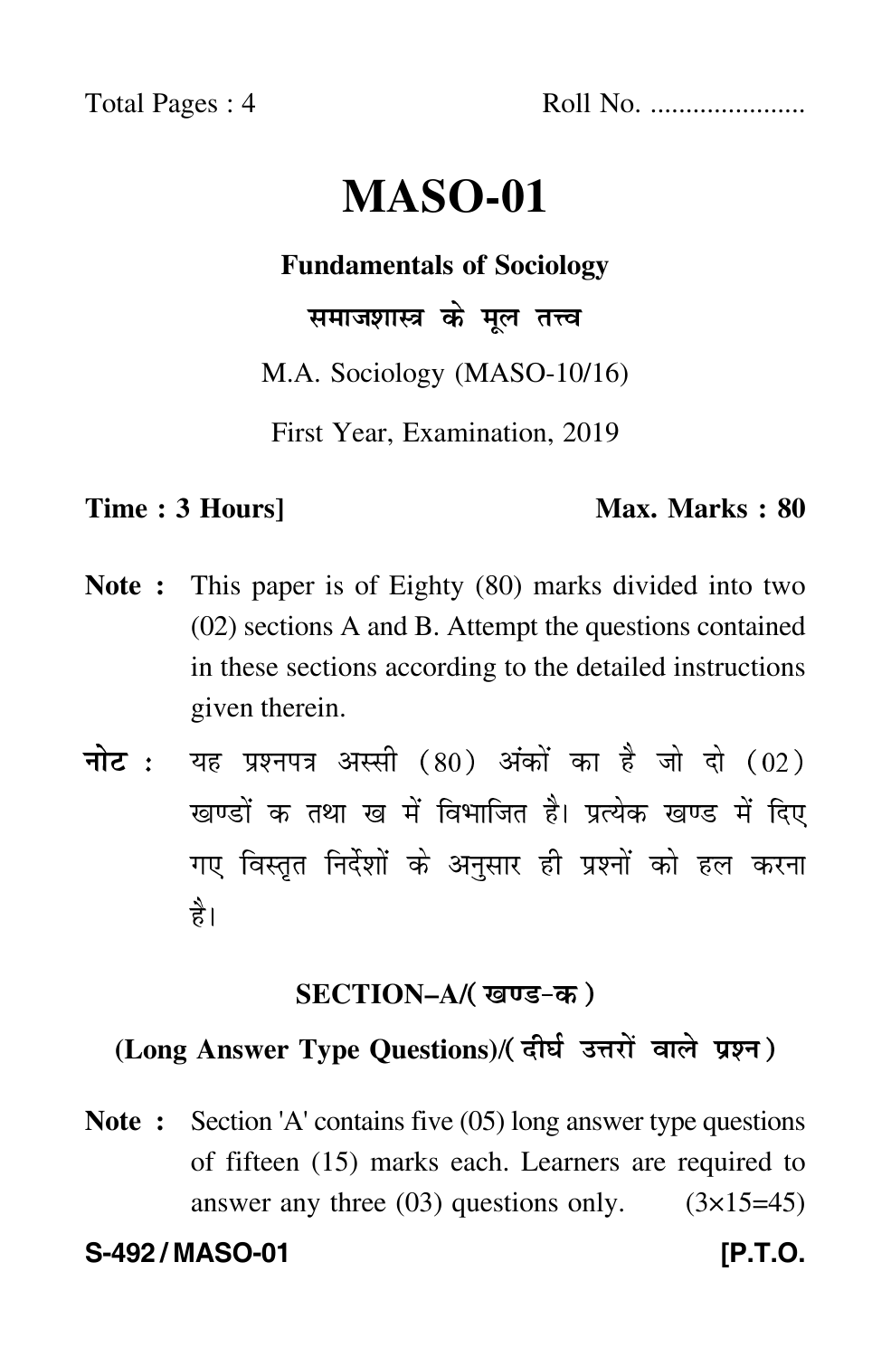Total Pages : 4 Roll No. .....................

# MASO-01

**Fundamentals of Sociology**

**समाजशास्त्र के मूल तत्त्व**

M.A. Sociology (MASO-10/16)

First Year, Examination, 2019

**Time : 3 Hours]** **Max. Marks : 80**

**Note :** This paper is of Eighty (80) marks divided into two (02) sections A and B. Attempt the questions contained in these sections according to the detailed instructions given therein.

**नोट :** यह प्रश्नपत्र अस्सी (80) अंकों का है जो दो (02) खण्डों क तथा ख में विभाजित है। प्रत्येक खण्ड में दिए गए विस्तृत निर्देशों के अनुसार ही प्रश्नों को हल करना है।

## SECTION–A/(खण्ड-क)

### (Long Answer Type Questions)/(दीर्घ उत्तरों वाले प्रश्न)

**Note :** Section 'A' contains five (05) long answer type questions of fifteen (15) marks each. Learners are required to answer any three (03) questions only. (3×15=45)

**S-492 / MASO-01** **[P.T.O.**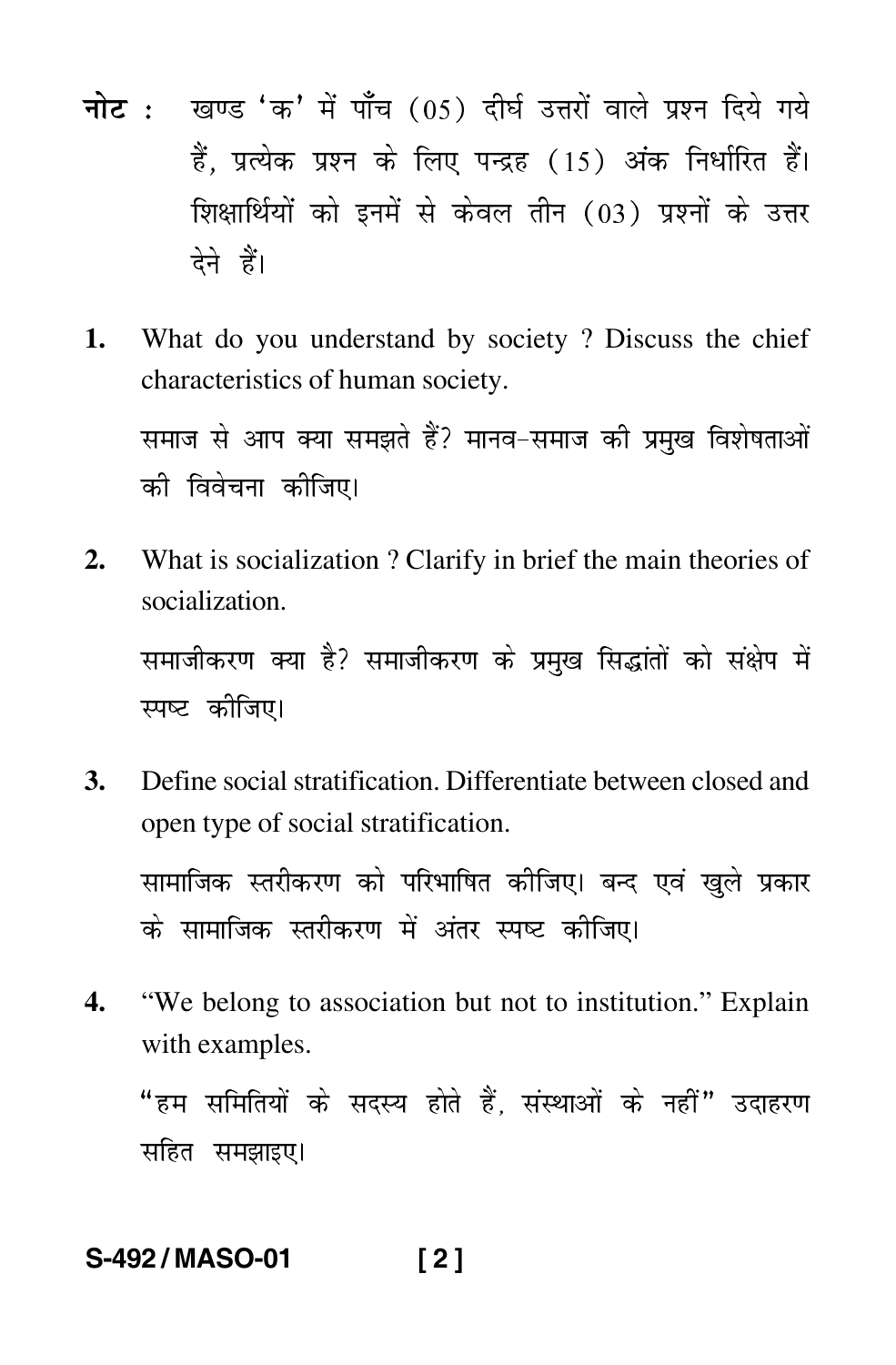**नोट :** खण्ड 'क' में पाँच (05) दीर्घ उत्तरों वाले प्रश्न दिये गये हैं, प्रत्येक प्रश्न के लिए पन्द्रह (15) अंक निर्धारित हैं। शिक्षार्थियों को इनमें से केवल तीन (03) प्रश्नों के उत्तर देने हैं।

**1.** What do you understand by society ? Discuss the chief characteristics of human society.

समाज से आप क्या समझते हैं? मानव-समाज की प्रमुख विशेषताओं की विवेचना कीजिए।

**2.** What is socialization ? Clarify in brief the main theories of socialization.

समाजीकरण क्या है? समाजीकरण के प्रमुख सिद्धांतों को संक्षेप में स्पष्ट कीजिए।

**3.** Define social stratification. Differentiate between closed and open type of social stratification.

सामाजिक स्तरीकरण को परिभाषित कीजिए। बन्द एवं खुले प्रकार के सामाजिक स्तरीकरण में अंतर स्पष्ट कीजिए।

**4.** "We belong to association but not to institution." Explain with examples.

"हम समितियों के सदस्य होते हैं, संस्थाओं के नहीं" उदाहरण सहित समझाइए।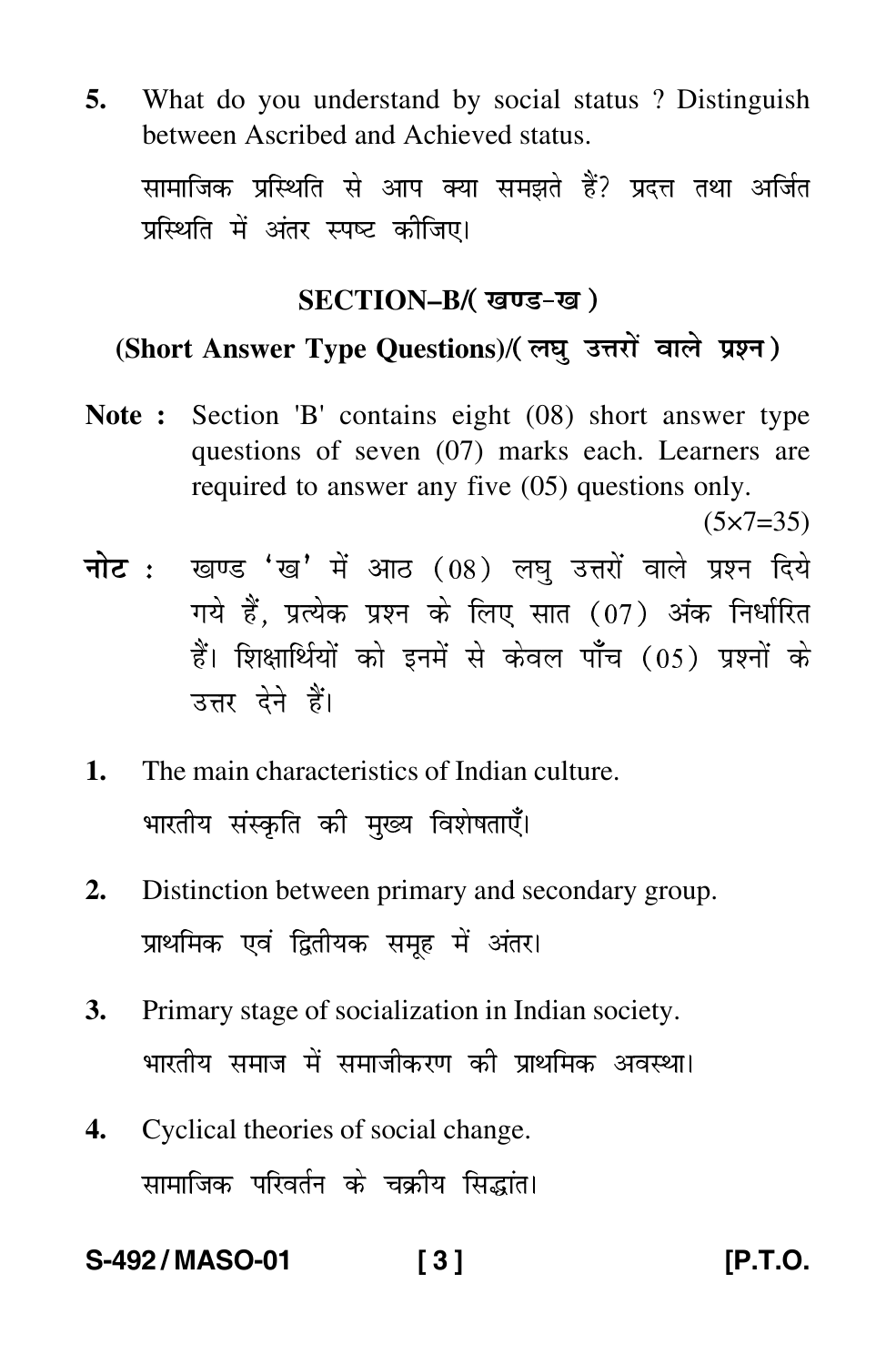5. What do you understand by social status ? Distinguish between Ascribed and Achieved status.

   सामाजिक प्रस्थिति से आप क्या समझते हैं? प्रदत्त तथा अर्जित प्रस्थिति में अंतर स्पष्ट कीजिए।

## SECTION–B/( खण्ड-ख )

### (Short Answer Type Questions)/( लघु उत्तरों वाले प्रश्न )

**Note :** Section 'B' contains eight (08) short answer type questions of seven (07) marks each. Learners are required to answer any five (05) questions only. (5×7=35)

**नोट :** खण्ड 'ख' में आठ (08) लघु उत्तरों वाले प्रश्न दिये गये हैं, प्रत्येक प्रश्न के लिए सात (07) अंक निर्धारित हैं। शिक्षार्थियों को इनमें से केवल पाँच (05) प्रश्नों के उत्तर देने हैं।

1. The main characteristics of Indian culture.

   भारतीय संस्कृति की मुख्य विशेषताएँ।

2. Distinction between primary and secondary group.

   प्राथमिक एवं द्वितीयक समूह में अंतर।

3. Primary stage of socialization in Indian society.

   भारतीय समाज में समाजीकरण की प्राथमिक अवस्था।

4. Cyclical theories of social change.

   सामाजिक परिवर्तन के चक्रीय सिद्धांत।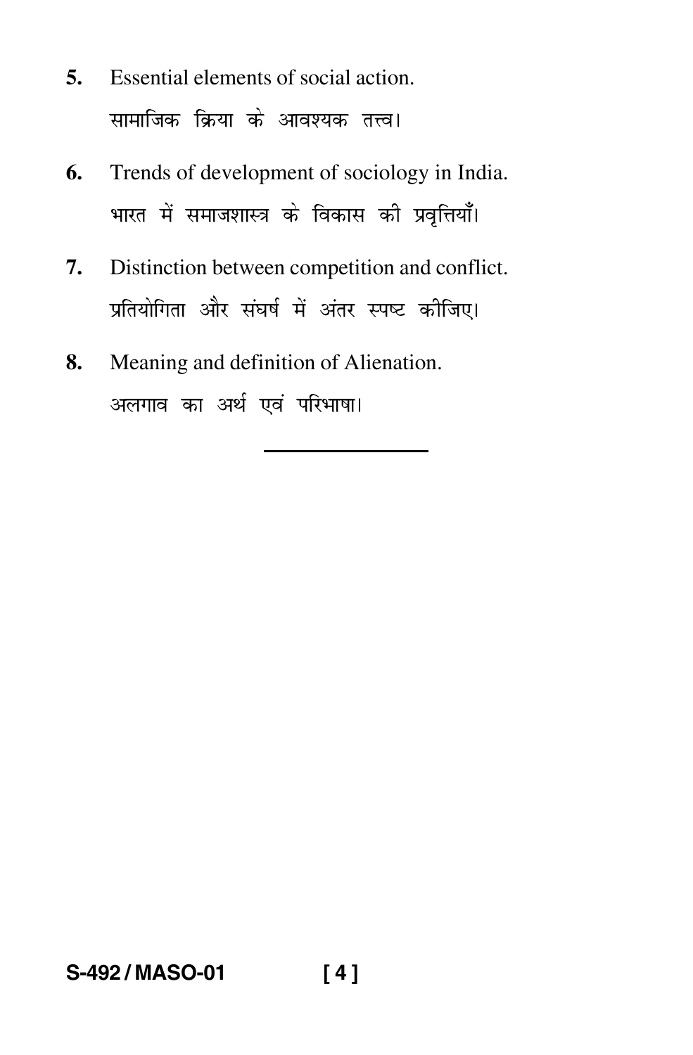**5.** Essential elements of social action.

सामाजिक क्रिया के आवश्यक तत्त्व।

**6.** Trends of development of sociology in India.

भारत में समाजशास्त्र के विकास की प्रवृत्तियाँ।

**7.** Distinction between competition and conflict.

प्रतियोगिता और संघर्ष में अंतर स्पष्ट कीजिए।

**8.** Meaning and definition of Alienation.

अलगाव का अर्थ एवं परिभाषा।

---